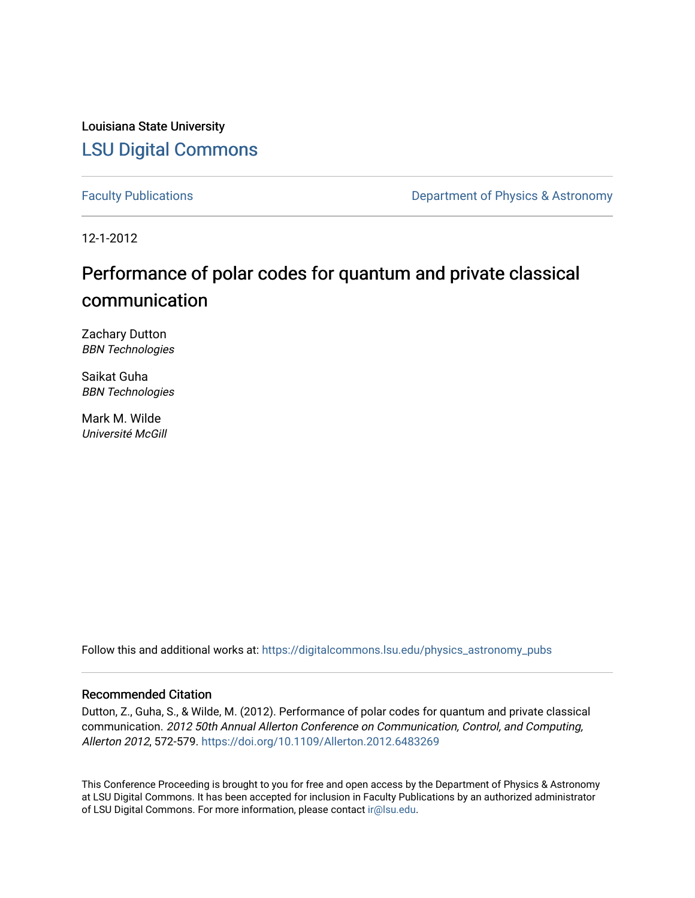Louisiana State University

# LSU Digital Commons

Faculty Publications | Department of Physics & Astronomy

12-1-2012

## Performance of polar codes for quantum and private classical communication

Zachary Dutton
*BBN Technologies*

Saikat Guha
*BBN Technologies*

Mark M. Wilde
*Université McGill*

Follow this and additional works at: https://digitalcommons.lsu.edu/physics_astronomy_pubs

### Recommended Citation

Dutton, Z., Guha, S., & Wilde, M. (2012). Performance of polar codes for quantum and private classical communication. *2012 50th Annual Allerton Conference on Communication, Control, and Computing, Allerton 2012*, 572-579. https://doi.org/10.1109/Allerton.2012.6483269

This Conference Proceeding is brought to you for free and open access by the Department of Physics & Astronomy at LSU Digital Commons. It has been accepted for inclusion in Faculty Publications by an authorized administrator of LSU Digital Commons. For more information, please contact ir@lsu.edu.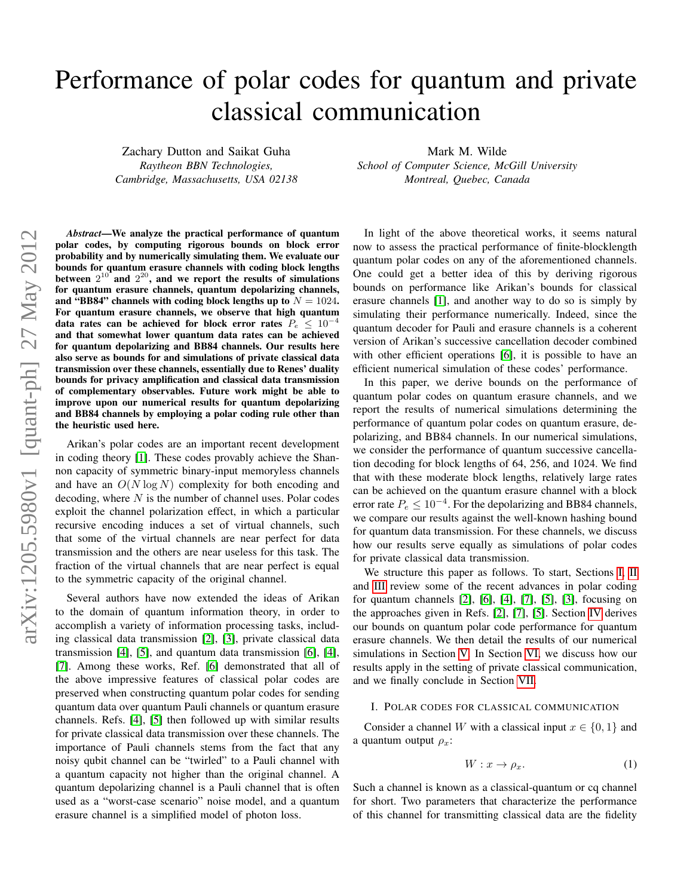# Performance of polar codes for quantum and private classical communication

Zachary Dutton and Saikat Guha
*Raytheon BBN Technologies,*
*Cambridge, Massachusetts, USA 02138*

Mark M. Wilde
*School of Computer Science, McGill University*
*Montreal, Quebec, Canada*

***Abstract*—We analyze the practical performance of quantum polar codes, by computing rigorous bounds on block error probability and by numerically simulating them. We evaluate our bounds for quantum erasure channels with coding block lengths between $2^{10}$ and $2^{20}$, and we report the results of simulations for quantum erasure channels, quantum depolarizing channels, and "BB84" channels with coding block lengths up to $N = 1024$. For quantum erasure channels, we observe that high quantum data rates can be achieved for block error rates $P_e \leq 10^{-4}$ and that somewhat lower quantum data rates can be achieved for quantum depolarizing and BB84 channels. Our results here also serve as bounds for and simulations of private classical data transmission over these channels, essentially due to Renes' duality bounds for privacy amplification and classical data transmission of complementary observables. Future work might be able to improve upon our numerical results for quantum depolarizing and BB84 channels by employing a polar coding rule other than the heuristic used here.**

Arikan's polar codes are an important recent development in coding theory [1]. These codes provably achieve the Shannon capacity of symmetric binary-input memoryless channels and have an $O(N \log N)$ complexity for both encoding and decoding, where $N$ is the number of channel uses. Polar codes exploit the channel polarization effect, in which a particular recursive encoding induces a set of virtual channels, such that some of the virtual channels are near perfect for data transmission and the others are near useless for this task. The fraction of the virtual channels that are near perfect is equal to the symmetric capacity of the original channel.

Several authors have now extended the ideas of Arikan to the domain of quantum information theory, in order to accomplish a variety of information processing tasks, including classical data transmission [2], [3], private classical data transmission [4], [5], and quantum data transmission [6], [4], [7]. Among these works, Ref. [6] demonstrated that all of the above impressive features of classical polar codes are preserved when constructing quantum polar codes for sending quantum data over quantum Pauli channels or quantum erasure channels. Refs. [4], [5] then followed up with similar results for private classical data transmission over these channels. The importance of Pauli channels stems from the fact that any noisy qubit channel can be "twirled" to a Pauli channel with a quantum capacity not higher than the original channel. A quantum depolarizing channel is a Pauli channel that is often used as a "worst-case scenario" noise model, and a quantum erasure channel is a simplified model of photon loss.

In light of the above theoretical works, it seems natural now to assess the practical performance of finite-blocklength quantum polar codes on any of the aforementioned channels. One could get a better idea of this by deriving rigorous bounds on performance like Arikan's bounds for classical erasure channels [1], and another way to do so is simply by simulating their performance numerically. Indeed, since the quantum decoder for Pauli and erasure channels is a coherent version of Arikan's successive cancellation decoder combined with other efficient operations [6], it is possible to have an efficient numerical simulation of these codes' performance.

In this paper, we derive bounds on the performance of quantum polar codes on quantum erasure channels, and we report the results of numerical simulations determining the performance of quantum polar codes on quantum erasure, depolarizing, and BB84 channels. In our numerical simulations, we consider the performance of quantum successive cancellation decoding for block lengths of 64, 256, and 1024. We find that with these moderate block lengths, relatively large rates can be achieved on the quantum erasure channel with a block error rate $P_e \leq 10^{-4}$. For the depolarizing and BB84 channels, we compare our results against the well-known hashing bound for quantum data transmission. For these channels, we discuss how our results serve equally as simulations of polar codes for private classical data transmission.

We structure this paper as follows. To start, Sections I, II and III review some of the recent advances in polar coding for quantum channels [2], [6], [4], [7], [5], [3], focusing on the approaches given in Refs. [2], [7], [5]. Section IV derives our bounds on quantum polar code performance for quantum erasure channels. We then detail the results of our numerical simulations in Section V. In Section VI, we discuss how our results apply in the setting of private classical communication, and we finally conclude in Section VII.

## I. Polar codes for classical communication

Consider a channel $W$ with a classical input $x \in \{0,1\}$ and a quantum output $\rho_x$:

$$W : x \to \rho_x. \tag{1}$$

Such a channel is known as a classical-quantum or cq channel for short. Two parameters that characterize the performance of this channel for transmitting classical data are the fidelity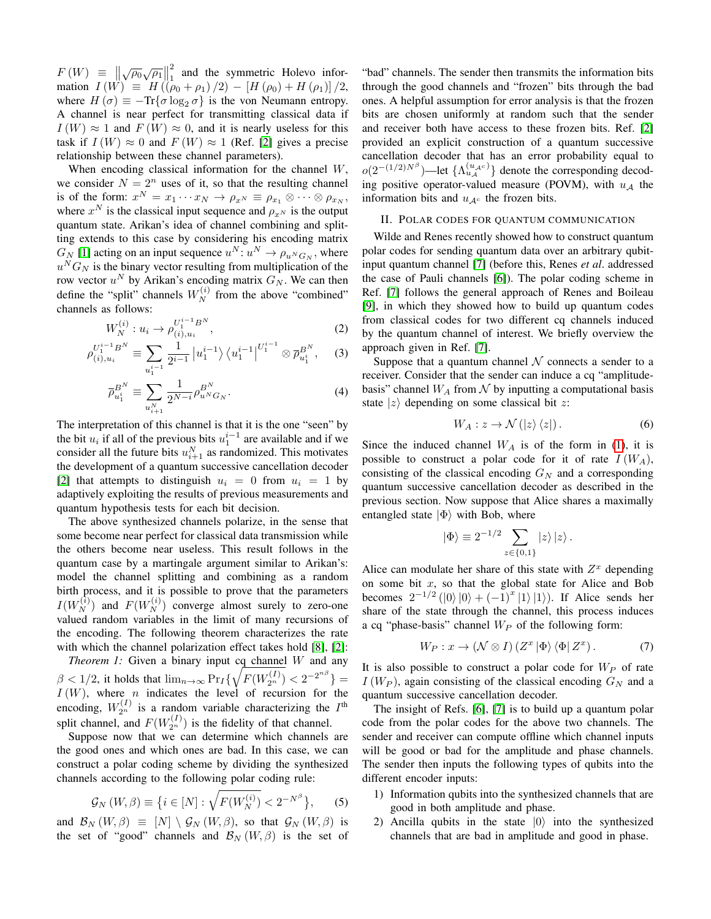$F(W) \equiv \left\|\sqrt{\rho_0}\sqrt{\rho_1}\right\|_1^2$ and the symmetric Holevo information $I(W) \equiv H((\rho_0+\rho_1)/2) - [H(\rho_0)+H(\rho_1)]/2$, where $H(\sigma) \equiv -\text{Tr}\{\sigma \log_2 \sigma\}$ is the von Neumann entropy. A channel is near perfect for transmitting classical data if $I(W) \approx 1$ and $F(W) \approx 0$, and it is nearly useless for this task if $I(W) \approx 0$ and $F(W) \approx 1$ (Ref. [2] gives a precise relationship between these channel parameters).

When encoding classical information for the channel $W$, we consider $N = 2^n$ uses of it, so that the resulting channel is of the form: $x^N = x_1 \cdots x_N \rightarrow \rho_{x^N} \equiv \rho_{x_1} \otimes \cdots \otimes \rho_{x_N}$, where $x^N$ is the classical input sequence and $\rho_{x^N}$ is the output quantum state. Arikan's idea of channel combining and splitting extends to this case by considering his encoding matrix $G_N$ [1] acting on an input sequence $u^N$: $u^N \rightarrow \rho_{u^N G_N}$, where $u^N G_N$ is the binary vector resulting from multiplication of the row vector $u^N$ by Arikan's encoding matrix $G_N$. We can then define the "split" channels $W_N^{(i)}$ from the above "combined" channels as follows:

$$W_N^{(i)} : u_i \rightarrow \rho_{(i),u_i}^{U_1^{i-1}B^N}, \tag{2}$$

$$\rho_{(i),u_i}^{U_1^{i-1}B^N} \equiv \sum_{u_1^{i-1}} \frac{1}{2^{i-1}} \left|u_1^{i-1}\right\rangle \left\langle u_1^{i-1}\right|^{U_1^{i-1}} \otimes \overline{\rho}_{u_1^i}^{B^N}, \tag{3}$$

$$\overline{\rho}_{u_1^i}^{B^N} \equiv \sum_{u_{i+1}^N} \frac{1}{2^{N-i}} \rho_{u^N G_N}^{B^N}. \tag{4}$$

The interpretation of this channel is that it is the one "seen" by the bit $u_i$ if all of the previous bits $u_1^{i-1}$ are available and if we consider all the future bits $u_{i+1}^N$ as randomized. This motivates the development of a quantum successive cancellation decoder [2] that attempts to distinguish $u_i = 0$ from $u_i = 1$ by adaptively exploiting the results of previous measurements and quantum hypothesis tests for each bit decision.

The above synthesized channels polarize, in the sense that some become near perfect for classical data transmission while the others become near useless. This result follows in the quantum case by a martingale argument similar to Arikan's: model the channel splitting and combining as a random birth process, and it is possible to prove that the parameters $I(W_N^{(i)})$ and $F(W_N^{(i)})$ converge almost surely to zero-one valued random variables in the limit of many recursions of the encoding. The following theorem characterizes the rate with which the channel polarization effect takes hold [8], [2]:

*Theorem 1:* Given a binary input cq channel $W$ and any $\beta < 1/2$, it holds that $\lim_{n\rightarrow\infty} \Pr_I\{\sqrt{F(W_{2^n}^{(I)})} < 2^{-2^{n\beta}}\} = I(W)$, where $n$ indicates the level of recursion for the encoding, $W_{2^n}^{(I)}$ is a random variable characterizing the $I^{\text{th}}$ split channel, and $F(W_{2^n}^{(I)})$ is the fidelity of that channel.

Suppose now that we can determine which channels are the good ones and which ones are bad. In this case, we can construct a polar coding scheme by dividing the synthesized channels according to the following polar coding rule:

$$\mathcal{G}_N(W,\beta) \equiv \left\{i \in [N] : \sqrt{F(W_N^{(i)})} < 2^{-N^\beta}\right\}, \tag{5}$$

and $\mathcal{B}_N(W,\beta) \equiv [N] \setminus \mathcal{G}_N(W,\beta)$, so that $\mathcal{G}_N(W,\beta)$ is the set of "good" channels and $\mathcal{B}_N(W,\beta)$ is the set of "bad" channels. The sender then transmits the information bits through the good channels and "frozen" bits through the bad ones. A helpful assumption for error analysis is that the frozen bits are chosen uniformly at random such that the sender and receiver both have access to these frozen bits. Ref. [2] provided an explicit construction of a quantum successive cancellation decoder that has an error probability equal to $o(2^{-(1/2)N^\beta})$—let $\{\Lambda_{u_\mathcal{A}}^{(u_{\mathcal{A}^c})}\}$ denote the corresponding decoding positive operator-valued measure (POVM), with $u_\mathcal{A}$ the information bits and $u_{\mathcal{A}^c}$ the frozen bits.

## II. Polar codes for quantum communication

Wilde and Renes recently showed how to construct quantum polar codes for sending quantum data over an arbitrary qubit-input quantum channel [7] (before this, Renes *et al*. addressed the case of Pauli channels [6]). The polar coding scheme in Ref. [7] follows the general approach of Renes and Boileau [9], in which they showed how to build up quantum codes from classical codes for two different cq channels induced by the quantum channel of interest. We briefly overview the approach given in Ref. [7].

Suppose that a quantum channel $\mathcal{N}$ connects a sender to a receiver. Consider that the sender can induce a cq "amplitude-basis" channel $W_A$ from $\mathcal{N}$ by inputting a computational basis state $|z\rangle$ depending on some classical bit $z$:

$$W_A : z \rightarrow \mathcal{N}(|z\rangle\langle z|). \tag{6}$$

Since the induced channel $W_A$ is of the form in (1), it is possible to construct a polar code for it of rate $I(W_A)$, consisting of the classical encoding $G_N$ and a corresponding quantum successive cancellation decoder as described in the previous section. Now suppose that Alice shares a maximally entangled state $|\Phi\rangle$ with Bob, where

$$|\Phi\rangle \equiv 2^{-1/2} \sum_{z\in\{0,1\}} |z\rangle |z\rangle.$$

Alice can modulate her share of this state with $Z^x$ depending on some bit $x$, so that the global state for Alice and Bob becomes $2^{-1/2}(|0\rangle|0\rangle + (-1)^x |1\rangle|1\rangle)$. If Alice sends her share of the state through the channel, this process induces a cq "phase-basis" channel $W_P$ of the following form:

$$W_P : x \rightarrow (\mathcal{N} \otimes I)(Z^x |\Phi\rangle\langle\Phi| Z^x). \tag{7}$$

It is also possible to construct a polar code for $W_P$ of rate $I(W_P)$, again consisting of the classical encoding $G_N$ and a quantum successive cancellation decoder.

The insight of Refs. [6], [7] is to build up a quantum polar code from the polar codes for the above two channels. The sender and receiver can compute offline which channel inputs will be good or bad for the amplitude and phase channels. The sender then inputs the following types of qubits into the different encoder inputs:

1) Information qubits into the synthesized channels that are good in both amplitude and phase.
2) Ancilla qubits in the state $|0\rangle$ into the synthesized channels that are bad in amplitude and good in phase.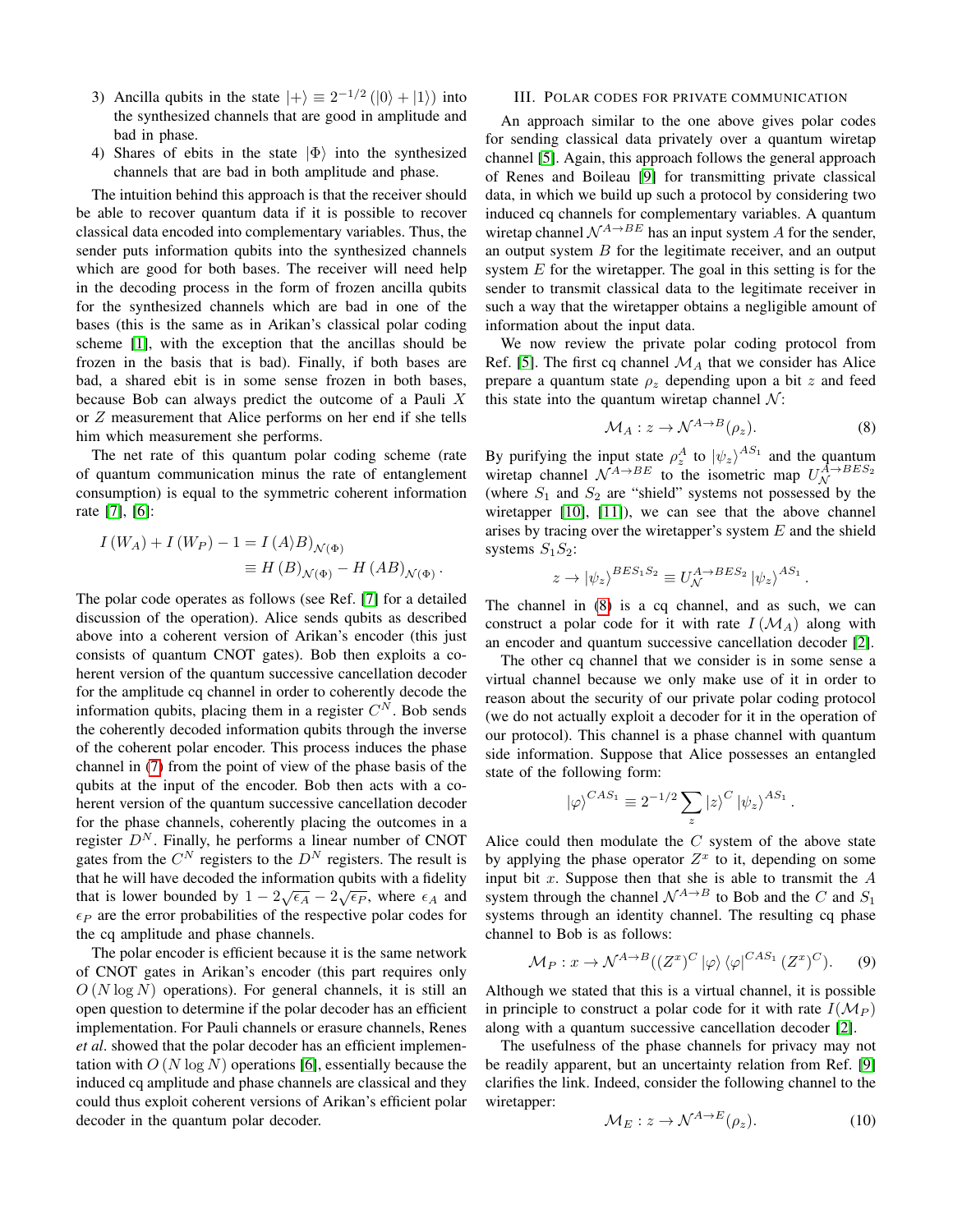3) Ancilla qubits in the state $|+\rangle \equiv 2^{-1/2}(|0\rangle + |1\rangle)$ into the synthesized channels that are good in amplitude and bad in phase.
4) Shares of ebits in the state $|\Phi\rangle$ into the synthesized channels that are bad in both amplitude and phase.

The intuition behind this approach is that the receiver should be able to recover quantum data if it is possible to recover classical data encoded into complementary variables. Thus, the sender puts information qubits into the synthesized channels which are good for both bases. The receiver will need help in the decoding process in the form of frozen ancilla qubits for the synthesized channels which are bad in one of the bases (this is the same as in Arikan's classical polar coding scheme [1], with the exception that the ancillas should be frozen in the basis that is bad). Finally, if both bases are bad, a shared ebit is in some sense frozen in both bases, because Bob can always predict the outcome of a Pauli $X$ or $Z$ measurement that Alice performs on her end if she tells him which measurement she performs.

The net rate of this quantum polar coding scheme (rate of quantum communication minus the rate of entanglement consumption) is equal to the symmetric coherent information rate [7], [6]:

$$
\begin{aligned}
I(W_A) + I(W_P) - 1 &= I(A\rangle B)_{\mathcal{N}(\Phi)} \\
&\equiv H(B)_{\mathcal{N}(\Phi)} - H(AB)_{\mathcal{N}(\Phi)}.
\end{aligned}
$$

The polar code operates as follows (see Ref. [7] for a detailed discussion of the operation). Alice sends qubits as described above into a coherent version of Arikan's encoder (this just consists of quantum CNOT gates). Bob then exploits a coherent version of the quantum successive cancellation decoder for the amplitude cq channel in order to coherently decode the information qubits, placing them in a register $C^N$. Bob sends the coherently decoded information qubits through the inverse of the coherent polar encoder. This process induces the phase channel in (7) from the point of view of the phase basis of the qubits at the input of the encoder. Bob then acts with a coherent version of the quantum successive cancellation decoder for the phase channels, coherently placing the outcomes in a register $D^N$. Finally, he performs a linear number of CNOT gates from the $C^N$ registers to the $D^N$ registers. The result is that he will have decoded the information qubits with a fidelity that is lower bounded by $1 - 2\sqrt{\epsilon_A} - 2\sqrt{\epsilon_P}$, where $\epsilon_A$ and $\epsilon_P$ are the error probabilities of the respective polar codes for the cq amplitude and phase channels.

The polar encoder is efficient because it is the same network of CNOT gates in Arikan's encoder (this part requires only $O(N \log N)$ operations). For general channels, it is still an open question to determine if the polar decoder has an efficient implementation. For Pauli channels or erasure channels, Renes *et al*. showed that the polar decoder has an efficient implementation with $O(N \log N)$ operations [6], essentially because the induced cq amplitude and phase channels are classical and they could thus exploit coherent versions of Arikan's efficient polar decoder in the quantum polar decoder.

## III. Polar codes for private communication

An approach similar to the one above gives polar codes for sending classical data privately over a quantum wiretap channel [5]. Again, this approach follows the general approach of Renes and Boileau [9] for transmitting private classical data, in which we build up such a protocol by considering two induced cq channels for complementary variables. A quantum wiretap channel $\mathcal{N}^{A\to BE}$ has an input system $A$ for the sender, an output system $B$ for the legitimate receiver, and an output system $E$ for the wiretapper. The goal in this setting is for the sender to transmit classical data to the legitimate receiver in such a way that the wiretapper obtains a negligible amount of information about the input data.

We now review the private polar coding protocol from Ref. [5]. The first cq channel $\mathcal{M}_A$ that we consider has Alice prepare a quantum state $\rho_z$ depending upon a bit $z$ and feed this state into the quantum wiretap channel $\mathcal{N}$:

$$
\mathcal{M}_A : z \to \mathcal{N}^{A\to B}(\rho_z). \tag{8}
$$

By purifying the input state $\rho_z^A$ to $|\psi_z\rangle^{AS_1}$ and the quantum wiretap channel $\mathcal{N}^{A\to BE}$ to the isometric map $U_{\mathcal{N}}^{A\to BES_2}$ (where $S_1$ and $S_2$ are "shield" systems not possessed by the wiretapper [10], [11]), we can see that the above channel arises by tracing over the wiretapper's system $E$ and the shield systems $S_1 S_2$:

$$
z \to |\psi_z\rangle^{BES_1S_2} \equiv U_{\mathcal{N}}^{A\to BES_2} |\psi_z\rangle^{AS_1}.
$$

The channel in (8) is a cq channel, and as such, we can construct a polar code for it with rate $I(\mathcal{M}_A)$ along with an encoder and quantum successive cancellation decoder [2].

The other cq channel that we consider is in some sense a virtual channel because we only make use of it in order to reason about the security of our private polar coding protocol (we do not actually exploit a decoder for it in the operation of our protocol). This channel is a phase channel with quantum side information. Suppose that Alice possesses an entangled state of the following form:

$$
|\varphi\rangle^{CAS_1} \equiv 2^{-1/2} \sum_z |z\rangle^C |\psi_z\rangle^{AS_1}.
$$

Alice could then modulate the $C$ system of the above state by applying the phase operator $Z^x$ to it, depending on some input bit $x$. Suppose then that she is able to transmit the $A$ system through the channel $\mathcal{N}^{A\to B}$ to Bob and the $C$ and $S_1$ systems through an identity channel. The resulting cq phase channel to Bob is as follows:

$$
\mathcal{M}_P : x \to \mathcal{N}^{A\to B}((Z^x)^C |\varphi\rangle\langle\varphi|^{CAS_1} (Z^x)^C). \tag{9}
$$

Although we stated that this is a virtual channel, it is possible in principle to construct a polar code for it with rate $I(\mathcal{M}_P)$ along with a quantum successive cancellation decoder [2].

The usefulness of the phase channels for privacy may not be readily apparent, but an uncertainty relation from Ref. [9] clarifies the link. Indeed, consider the following channel to the wiretapper:

$$
\mathcal{M}_E : z \to \mathcal{N}^{A\to E}(\rho_z). \tag{10}
$$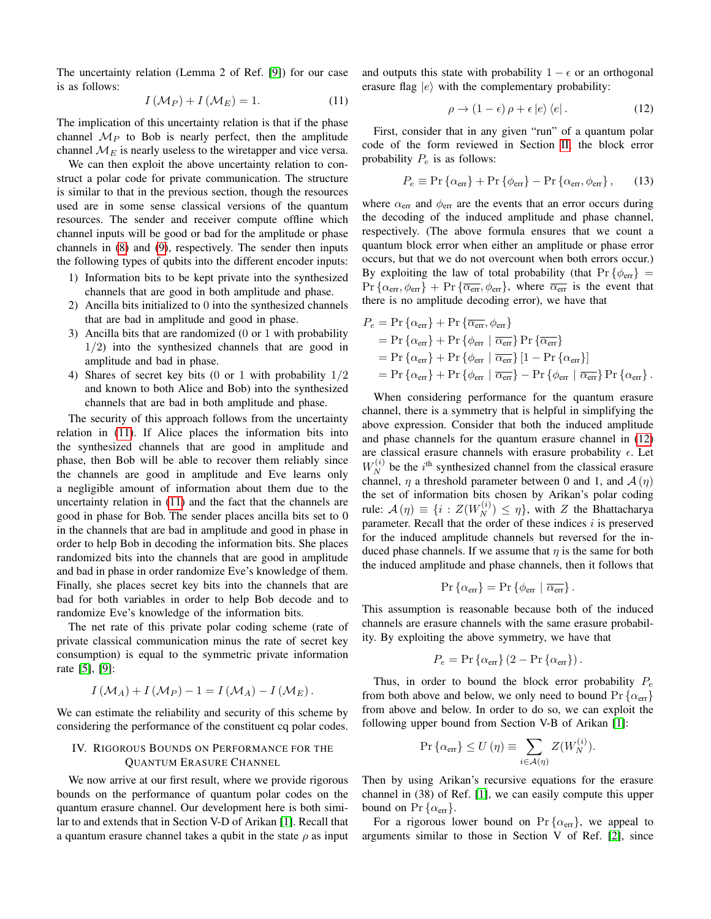The uncertainty relation (Lemma 2 of Ref. [9]) for our case is as follows:

$$I(\mathcal{M}_P) + I(\mathcal{M}_E) = 1. \tag{11}$$

The implication of this uncertainty relation is that if the phase channel $\mathcal{M}_P$ to Bob is nearly perfect, then the amplitude channel $\mathcal{M}_E$ is nearly useless to the wiretapper and vice versa.

We can then exploit the above uncertainty relation to construct a polar code for private communication. The structure is similar to that in the previous section, though the resources used are in some sense classical versions of the quantum resources. The sender and receiver compute offline which channel inputs will be good or bad for the amplitude or phase channels in (8) and (9), respectively. The sender then inputs the following types of qubits into the different encoder inputs:

1) Information bits to be kept private into the synthesized channels that are good in both amplitude and phase.
2) Ancilla bits initialized to 0 into the synthesized channels that are bad in amplitude and good in phase.
3) Ancilla bits that are randomized (0 or 1 with probability 1/2) into the synthesized channels that are good in amplitude and bad in phase.
4) Shares of secret key bits (0 or 1 with probability 1/2 and known to both Alice and Bob) into the synthesized channels that are bad in both amplitude and phase.

The security of this approach follows from the uncertainty relation in (11). If Alice places the information bits into the synthesized channels that are good in amplitude and phase, then Bob will be able to recover them reliably since the channels are good in amplitude and Eve learns only a negligible amount of information about them due to the uncertainty relation in (11) and the fact that the channels are good in phase for Bob. The sender places ancilla bits set to 0 in the channels that are bad in amplitude and good in phase in order to help Bob in decoding the information bits. She places randomized bits into the channels that are good in amplitude and bad in phase in order to randomize Eve's knowledge of them. Finally, she places secret key bits into the channels that are bad for both variables in order to help Bob decode and to randomize Eve's knowledge of the information bits.

The net rate of this private polar coding scheme (rate of private classical communication minus the rate of secret key consumption) is equal to the symmetric private information rate [5], [9]:

$$I(\mathcal{M}_A) + I(\mathcal{M}_P) - 1 = I(\mathcal{M}_A) - I(\mathcal{M}_E).$$

We can estimate the reliability and security of this scheme by considering the performance of the constituent cq polar codes.

## IV. Rigorous Bounds on Performance for the Quantum Erasure Channel

We now arrive at our first result, where we provide rigorous bounds on the performance of quantum polar codes on the quantum erasure channel. Our development here is both similar to and extends that in Section V-D of Arikan [1]. Recall that a quantum erasure channel takes a qubit in the state $\rho$ as input and outputs this state with probability $1-\epsilon$ or an orthogonal erasure flag $|e\rangle$ with the complementary probability:

$$\rho \to (1-\epsilon)\,\rho + \epsilon\,|e\rangle\langle e|. \tag{12}$$

First, consider that in any given "run" of a quantum polar code of the form reviewed in Section II, the block error probability $P_e$ is as follows:

$$P_e \equiv \Pr\{\alpha_{\text{err}}\} + \Pr\{\phi_{\text{err}}\} - \Pr\{\alpha_{\text{err}}, \phi_{\text{err}}\}, \tag{13}$$

where $\alpha_{\text{err}}$ and $\phi_{\text{err}}$ are the events that an error occurs during the decoding of the induced amplitude and phase channel, respectively. (The above formula ensures that we count a quantum block error when either an amplitude or phase error occurs, but that we do not overcount when both errors occur.) By exploiting the law of total probability (that $\Pr\{\phi_{\text{err}}\} = \Pr\{\alpha_{\text{err}}, \phi_{\text{err}}\} + \Pr\{\overline{\alpha_{\text{err}}}, \phi_{\text{err}}\}$, where $\overline{\alpha_{\text{err}}}$ is the event that there is no amplitude decoding error), we have that

$$\begin{aligned}
P_e &= \Pr\{\alpha_{\text{err}}\} + \Pr\{\overline{\alpha_{\text{err}}}, \phi_{\text{err}}\} \\
&= \Pr\{\alpha_{\text{err}}\} + \Pr\{\phi_{\text{err}} \mid \overline{\alpha_{\text{err}}}\} \Pr\{\overline{\alpha_{\text{err}}}\} \\
&= \Pr\{\alpha_{\text{err}}\} + \Pr\{\phi_{\text{err}} \mid \overline{\alpha_{\text{err}}}\} [1 - \Pr\{\alpha_{\text{err}}\}] \\
&= \Pr\{\alpha_{\text{err}}\} + \Pr\{\phi_{\text{err}} \mid \overline{\alpha_{\text{err}}}\} - \Pr\{\phi_{\text{err}} \mid \overline{\alpha_{\text{err}}}\} \Pr\{\alpha_{\text{err}}\}.
\end{aligned}$$

When considering performance for the quantum erasure channel, there is a symmetry that is helpful in simplifying the above expression. Consider that both the induced amplitude and phase channels for the quantum erasure channel in (12) are classical erasure channels with erasure probability $\epsilon$. Let $W_N^{(i)}$ be the $i^{\text{th}}$ synthesized channel from the classical erasure channel, $\eta$ a threshold parameter between 0 and 1, and $\mathcal{A}(\eta)$ the set of information bits chosen by Arikan's polar coding rule: $\mathcal{A}(\eta) \equiv \{i : Z(W_N^{(i)}) \leq \eta\}$, with $Z$ the Bhattacharya parameter. Recall that the order of these indices $i$ is preserved for the induced amplitude channels but reversed for the induced phase channels. If we assume that $\eta$ is the same for both the induced amplitude and phase channels, then it follows that

$$\Pr\{\alpha_{\text{err}}\} = \Pr\{\phi_{\text{err}} \mid \overline{\alpha_{\text{err}}}\}.$$

This assumption is reasonable because both of the induced channels are erasure channels with the same erasure probability. By exploiting the above symmetry, we have that

$$P_e = \Pr\{\alpha_{\text{err}}\}(2 - \Pr\{\alpha_{\text{err}}\}).$$

Thus, in order to bound the block error probability $P_e$ from both above and below, we only need to bound $\Pr\{\alpha_{\text{err}}\}$ from above and below. In order to do so, we can exploit the following upper bound from Section V-B of Arikan [1]:

$$\Pr\{\alpha_{\text{err}}\} \leq U(\eta) \equiv \sum_{i \in \mathcal{A}(\eta)} Z(W_N^{(i)}).$$

Then by using Arikan's recursive equations for the erasure channel in (38) of Ref. [1], we can easily compute this upper bound on $\Pr\{\alpha_{\text{err}}\}$.

For a rigorous lower bound on $\Pr\{\alpha_{\text{err}}\}$, we appeal to arguments similar to those in Section V of Ref. [2], since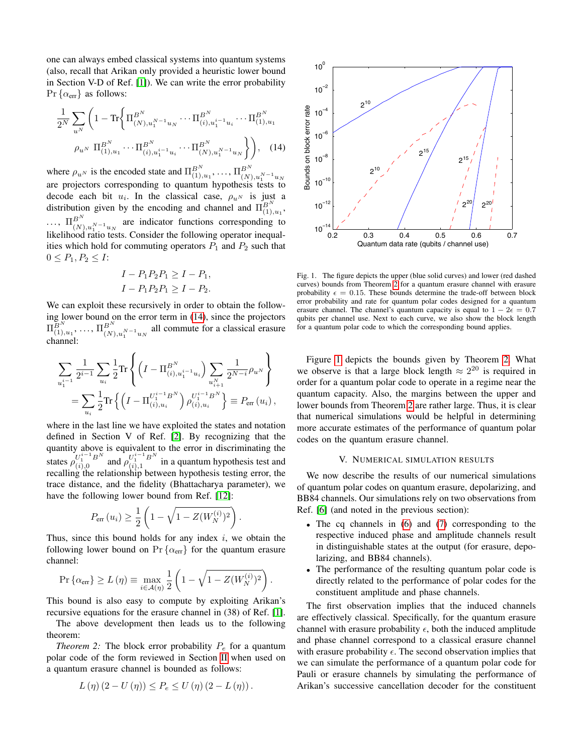one can always embed classical systems into quantum systems (also, recall that Arikan only provided a heuristic lower bound in Section V-D of Ref. [1]). We can write the error probability $\Pr\{\alpha_{\text{err}}\}$ as follows:

$$\frac{1}{2^N}\sum_{u^N}\Bigg(1-\text{Tr}\Bigg\{\Pi^{B^N}_{(N),u_1^{N-1}u_N}\cdots\Pi^{B^N}_{(i),u_1^{i-1}u_i}\cdots\Pi^{B^N}_{(1),u_1}\\ \rho_{u^N}\;\Pi^{B^N}_{(1),u_1}\cdots\Pi^{B^N}_{(i),u_1^{i-1}u_i}\cdots\Pi^{B^N}_{(N),u_1^{N-1}u_N}\Bigg\}\Bigg),\quad (14)$$

where $\rho_{u^N}$ is the encoded state and $\Pi^{B^N}_{(1),u_1},\ldots,\Pi^{B^N}_{(N),u_1^{N-1}u_N}$ are projectors corresponding to quantum hypothesis tests to decode each bit $u_i$. In the classical case, $\rho_{u^N}$ is just a distribution given by the encoding and channel and $\Pi^{B^N}_{(1),u_1}$, $\ldots$, $\Pi^{B^N}_{(N),u_1^{N-1}u_N}$ are indicator functions corresponding to likelihood ratio tests. Consider the following operator inequalities which hold for commuting operators $P_1$ and $P_2$ such that $0\leq P_1,P_2\leq I$:

$$I-P_1P_2P_1\geq I-P_1,$$
$$I-P_1P_2P_1\geq I-P_2.$$

We can exploit these recursively in order to obtain the following lower bound on the error term in (14), since the projectors $\Pi^{B^N}_{(1),u_1},\ldots,\Pi^{B^N}_{(N),u_1^{N-1}u_N}$ all commute for a classical erasure channel:

$$\sum_{u_1^{i-1}}\frac{1}{2^{i-1}}\sum_{u_i}\frac{1}{2}\text{Tr}\left\{\left(I-\Pi^{B^N}_{(i),u_1^{i-1}u_i}\right)\sum_{u_{i+1}^N}\frac{1}{2^{N-i}}\rho_{u^N}\right\}$$
$$=\sum_{u_i}\frac{1}{2}\text{Tr}\left\{\left(I-\Pi^{U_1^{i-1}B^N}_{(i),u_i}\right)\rho^{U_1^{i-1}B^N}_{(i),u_i}\right\}\equiv P_{\text{err}}(u_i),$$

where in the last line we have exploited the states and notation defined in Section V of Ref. [2]. By recognizing that the quantity above is equivalent to the error in discriminating the states $\rho^{U_1^{i-1}B^N}_{(i),0}$ and $\rho^{U_1^{i-1}B^N}_{(i),1}$ in a quantum hypothesis test and recalling the relationship between hypothesis testing error, the trace distance, and the fidelity (Bhattacharya parameter), we have the following lower bound from Ref. [12]:

$$P_{\text{err}}(u_i)\geq\frac{1}{2}\left(1-\sqrt{1-Z(W_N^{(i)})^2}\right).$$

Thus, since this bound holds for any index $i$, we obtain the following lower bound on $\Pr\{\alpha_{\text{err}}\}$ for the quantum erasure channel:

$$\Pr\{\alpha_{\text{err}}\}\geq L(\eta)\equiv\max_{i\in\mathcal{A}(\eta)}\frac{1}{2}\left(1-\sqrt{1-Z(W_N^{(i)})^2}\right).$$

This bound is also easy to compute by exploiting Arikan's recursive equations for the erasure channel in (38) of Ref. [1].

The above development then leads us to the following theorem:

*Theorem 2:* The block error probability $P_e$ for a quantum polar code of the form reviewed in Section II when used on a quantum erasure channel is bounded as follows:

$$L(\eta)(2-U(\eta))\leq P_e\leq U(\eta)(2-L(\eta)).$$

Fig. 1. The figure depicts the upper (blue solid curves) and lower (red dashed curves) bounds from Theorem 2 for a quantum erasure channel with erasure probability $\epsilon=0.15$. These bounds determine the trade-off between block error probability and rate for quantum polar codes designed for a quantum erasure channel. The channel's quantum capacity is equal to $1-2\epsilon=0.7$ qubits per channel use. Next to each curve, we also show the block length for a quantum polar code to which the corresponding bound applies.

Figure 1 depicts the bounds given by Theorem 2. What we observe is that a large block length $\approx 2^{20}$ is required in order for a quantum polar code to operate in a regime near the quantum capacity. Also, the margins between the upper and lower bounds from Theorem 2 are rather large. Thus, it is clear that numerical simulations would be helpful in determining more accurate estimates of the performance of quantum polar codes on the quantum erasure channel.

## V. Numerical Simulation Results

We now describe the results of our numerical simulations of quantum polar codes on quantum erasure, depolarizing, and BB84 channels. Our simulations rely on two observations from Ref. [6] (and noted in the previous section):

- The cq channels in (6) and (7) corresponding to the respective induced phase and amplitude channels result in distinguishable states at the output (for erasure, depolarizing, and BB84 channels).
- The performance of the resulting quantum polar code is directly related to the performance of polar codes for the constituent amplitude and phase channels.

The first observation implies that the induced channels are effectively classical. Specifically, for the quantum erasure channel with erasure probability $\epsilon$, both the induced amplitude and phase channel correspond to a classical erasure channel with erasure probability $\epsilon$. The second observation implies that we can simulate the performance of a quantum polar code for Pauli or erasure channels by simulating the performance of Arikan's successive cancellation decoder for the constituent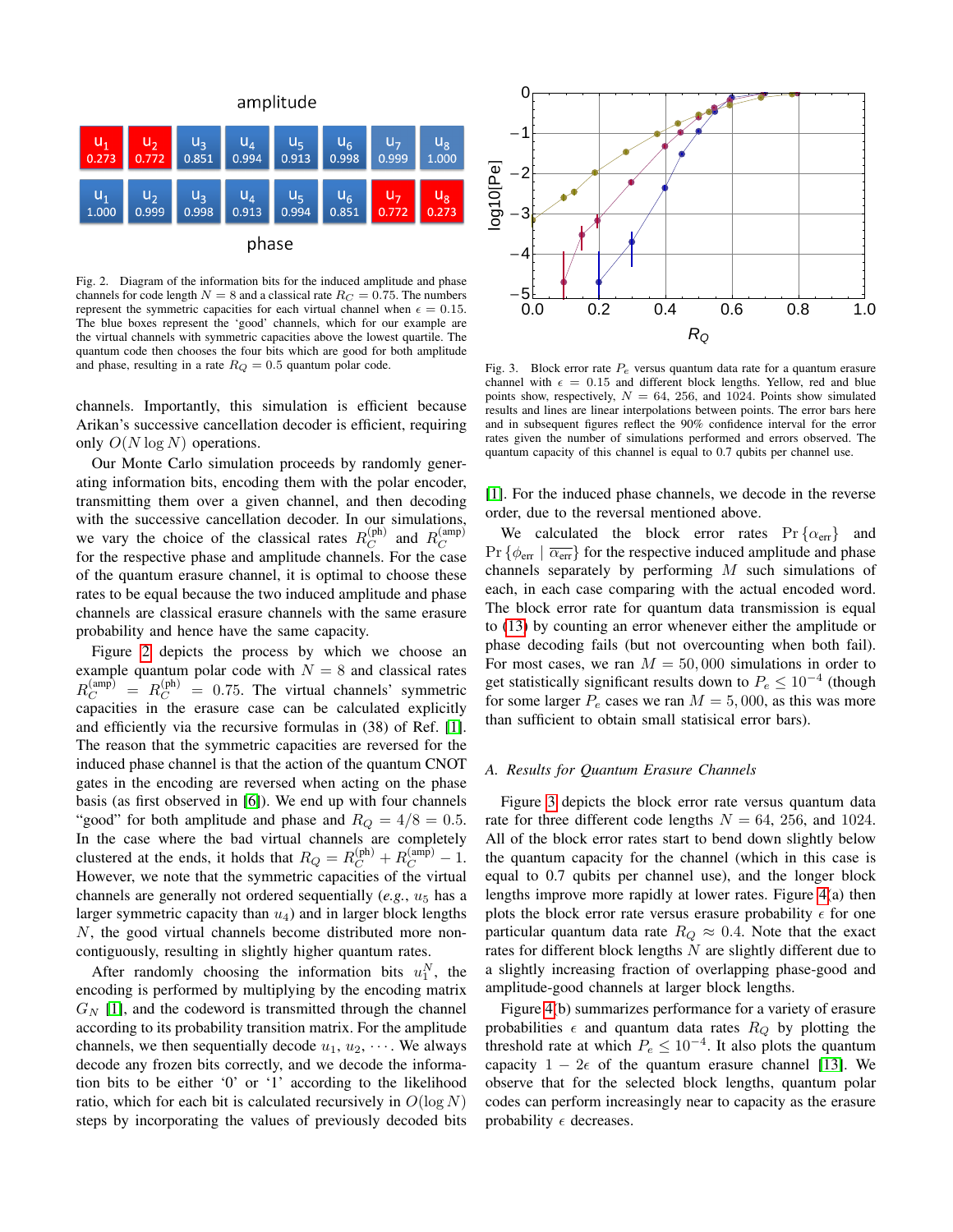Fig. 2. Diagram of the information bits for the induced amplitude and phase channels for code length $N = 8$ and a classical rate $R_C = 0.75$. The numbers represent the symmetric capacities for each virtual channel when $\epsilon = 0.15$. The blue boxes represent the 'good' channels, which for our example are the virtual channels with symmetric capacities above the lowest quartile. The quantum code then chooses the four bits which are good for both amplitude and phase, resulting in a rate $R_Q = 0.5$ quantum polar code.

channels. Importantly, this simulation is efficient because Arikan's successive cancellation decoder is efficient, requiring only $O(N \log N)$ operations.

Our Monte Carlo simulation proceeds by randomly generating information bits, encoding them with the polar encoder, transmitting them over a given channel, and then decoding with the successive cancellation decoder. In our simulations, we vary the choice of the classical rates $R_C^{(\mathrm{ph})}$ and $R_C^{(\mathrm{amp})}$ for the respective phase and amplitude channels. For the case of the quantum erasure channel, it is optimal to choose these rates to be equal because the two induced amplitude and phase channels are classical erasure channels with the same erasure probability and hence have the same capacity.

Figure 2 depicts the process by which we choose an example quantum polar code with $N = 8$ and classical rates $R_C^{(\mathrm{amp})} = R_C^{(\mathrm{ph})} = 0.75$. The virtual channels' symmetric capacities in the erasure case can be calculated explicitly and efficiently via the recursive formulas in (38) of Ref. [1]. The reason that the symmetric capacities are reversed for the induced phase channel is that the action of the quantum CNOT gates in the encoding are reversed when acting on the phase basis (as first observed in [6]). We end up with four channels "good" for both amplitude and phase and $R_Q = 4/8 = 0.5$. In the case where the bad virtual channels are completely clustered at the ends, it holds that $R_Q = R_C^{(\mathrm{ph})} + R_C^{(\mathrm{amp})} - 1$. However, we note that the symmetric capacities of the virtual channels are generally not ordered sequentially (*e.g.*, $u_5$ has a larger symmetric capacity than $u_4$) and in larger block lengths $N$, the good virtual channels become distributed more non-contiguously, resulting in slightly higher quantum rates.

After randomly choosing the information bits $u_1^N$, the encoding is performed by multiplying by the encoding matrix $G_N$ [1], and the codeword is transmitted through the channel according to its probability transition matrix. For the amplitude channels, we then sequentially decode $u_1, u_2, \cdots$. We always decode any frozen bits correctly, and we decode the information bits to be either '0' or '1' according to the likelihood ratio, which for each bit is calculated recursively in $O(\log N)$ steps by incorporating the values of previously decoded bits [1]. For the induced phase channels, we decode in the reverse order, due to the reversal mentioned above.

Fig. 3. Block error rate $P_e$ versus quantum data rate for a quantum erasure channel with $\epsilon = 0.15$ and different block lengths. Yellow, red and blue points show, respectively, $N = 64$, 256, and 1024. Points show simulated results and lines are linear interpolations between points. The error bars here and in subsequent figures reflect the 90% confidence interval for the error rates given the number of simulations performed and errors observed. The quantum capacity of this channel is equal to 0.7 qubits per channel use.

We calculated the block error rates $\Pr\{\alpha_{\mathrm{err}}\}$ and $\Pr\{\phi_{\mathrm{err}} \mid \overline{\alpha_{\mathrm{err}}}\}$ for the respective induced amplitude and phase channels separately by performing $M$ such simulations of each, in each case comparing with the actual encoded word. The block error rate for quantum data transmission is equal to (13) by counting an error whenever either the amplitude or phase decoding fails (but not overcounting when both fail). For most cases, we ran $M = 50,000$ simulations in order to get statistically significant results down to $P_e \leq 10^{-4}$ (though for some larger $P_e$ cases we ran $M = 5,000$, as this was more than sufficient to obtain small statisical error bars).

### A. Results for Quantum Erasure Channels

Figure 3 depicts the block error rate versus quantum data rate for three different code lengths $N = 64$, 256, and 1024. All of the block error rates start to bend down slightly below the quantum capacity for the channel (which in this case is equal to 0.7 qubits per channel use), and the longer block lengths improve more rapidly at lower rates. Figure 4(a) then plots the block error rate versus erasure probability $\epsilon$ for one particular quantum data rate $R_Q \approx 0.4$. Note that the exact rates for different block lengths $N$ are slightly different due to a slightly increasing fraction of overlapping phase-good and amplitude-good channels at larger block lengths.

Figure 4(b) summarizes performance for a variety of erasure probabilities $\epsilon$ and quantum data rates $R_Q$ by plotting the threshold rate at which $P_e \leq 10^{-4}$. It also plots the quantum capacity $1 - 2\epsilon$ of the quantum erasure channel [13]. We observe that for the selected block lengths, quantum polar codes can perform increasingly near to capacity as the erasure probability $\epsilon$ decreases.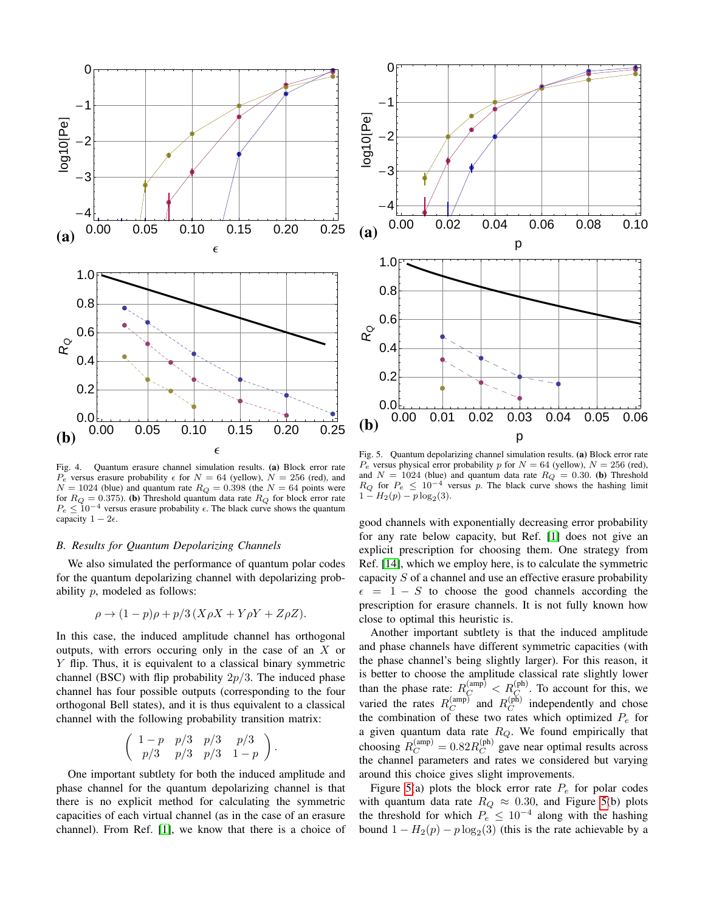Fig. 4. Quantum erasure channel simulation results. **(a)** Block error rate $P_e$ versus erasure probability $\epsilon$ for $N = 64$ (yellow), $N = 256$ (red), and $N = 1024$ (blue) and quantum rate $R_Q = 0.398$ (the $N = 64$ points were for $R_Q = 0.375$). **(b)** Threshold quantum data rate $R_Q$ for block error rate $P_e \leq 10^{-4}$ versus erasure probability $\epsilon$. The black curve shows the quantum capacity $1 - 2\epsilon$.

### B. Results for Quantum Depolarizing Channels

We also simulated the performance of quantum polar codes for the quantum depolarizing channel with depolarizing probability $p$, modeled as follows:

$$\rho \to (1-p)\rho + p/3\,(X\rho X + Y\rho Y + Z\rho Z).$$

In this case, the induced amplitude channel has orthogonal outputs, with errors occuring only in the case of an $X$ or $Y$ flip. Thus, it is equivalent to a classical binary symmetric channel (BSC) with flip probability $2p/3$. The induced phase channel has four possible outputs (corresponding to the four orthogonal Bell states), and it is thus equivalent to a classical channel with the following probability transition matrix:

$$\begin{pmatrix} 1-p & p/3 & p/3 & p/3 \\ p/3 & p/3 & p/3 & 1-p \end{pmatrix}.$$

One important subtlety for both the induced amplitude and phase channel for the quantum depolarizing channel is that there is no explicit method for calculating the symmetric capacities of each virtual channel (as in the case of an erasure channel). From Ref. [1], we know that there is a choice of good channels with exponentially decreasing error probability for any rate below capacity, but Ref. [1] does not give an explicit prescription for choosing them. One strategy from Ref. [14], which we employ here, is to calculate the symmetric capacity $S$ of a channel and use an effective erasure probability $\epsilon = 1 - S$ to choose the good channels according the prescription for erasure channels. It is not fully known how close to optimal this heuristic is.

Another important subtlety is that the induced amplitude and phase channels have different symmetric capacities (with the phase channel's being slightly larger). For this reason, it is better to choose the amplitude classical rate slightly lower than the phase rate: $R_C^{(\mathrm{amp})} < R_C^{(\mathrm{ph})}$. To account for this, we varied the rates $R_C^{(\mathrm{amp})}$ and $R_C^{(\mathrm{ph})}$ independently and chose the combination of these two rates which optimized $P_e$ for a given quantum data rate $R_Q$. We found empirically that choosing $R_C^{(\mathrm{amp})} = 0.82 R_C^{(\mathrm{ph})}$ gave near optimal results across the channel parameters and rates we considered but varying around this choice gives slight improvements.

Fig. 5. Quantum depolarizing channel simulation results. **(a)** Block error rate $P_e$ versus physical error probability $p$ for $N = 64$ (yellow), $N = 256$ (red), and $N = 1024$ (blue) and quantum data rate $R_Q = 0.30$. **(b)** Threshold $R_Q$ for $P_e \leq 10^{-4}$ versus $p$. The black curve shows the hashing limit $1 - H_2(p) - p\log_2(3)$.

Figure 5(a) plots the block error rate $P_e$ for polar codes with quantum data rate $R_Q \approx 0.30$, and Figure 5(b) plots the threshold for which $P_e \leq 10^{-4}$ along with the hashing bound $1 - H_2(p) - p\log_2(3)$ (this is the rate achievable by a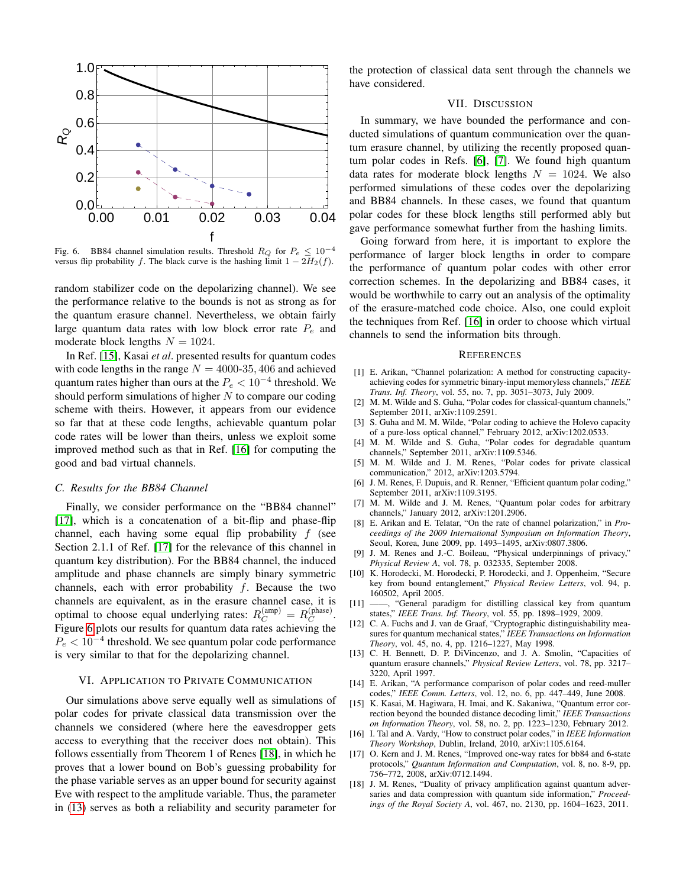1.0
0.8
0.6
0.4
0.2
0.0
$R_Q$
0.00
0.01
0.02
0.03
0.04
f

Fig. 6. BB84 channel simulation results. Threshold $R_Q$ for $P_e \leq 10^{-4}$ versus flip probability $f$. The black curve is the hashing limit $1 - 2H_2(f)$.

random stabilizer code on the depolarizing channel). We see the performance relative to the bounds is not as strong as for the quantum erasure channel. Nevertheless, we obtain fairly large quantum data rates with low block error rate $P_e$ and moderate block lengths $N = 1024$.

In Ref. [15], Kasai *et al*. presented results for quantum codes with code lengths in the range $N = 4000$-$35,406$ and achieved quantum rates higher than ours at the $P_e < 10^{-4}$ threshold. We should perform simulations of higher $N$ to compare our coding scheme with theirs. However, it appears from our evidence so far that at these code lengths, achievable quantum polar code rates will be lower than theirs, unless we exploit some improved method such as that in Ref. [16] for computing the good and bad virtual channels.

### C. Results for the BB84 Channel

Finally, we consider performance on the "BB84 channel" [17], which is a concatenation of a bit-flip and phase-flip channel, each having some equal flip probability $f$ (see Section 2.1.1 of Ref. [17] for the relevance of this channel in quantum key distribution). For the BB84 channel, the induced amplitude and phase channels are simply binary symmetric channels, each with error probability $f$. Because the two channels are equivalent, as in the erasure channel case, it is optimal to choose equal underlying rates: $R_C^{(\text{amp})} = R_C^{(\text{phase})}$. Figure 6 plots our results for quantum data rates achieving the $P_e < 10^{-4}$ threshold. We see quantum polar code performance is very similar to that for the depolarizing channel.

## VI. Application to Private Communication

Our simulations above serve equally well as simulations of polar codes for private classical data transmission over the channels we considered (where here the eavesdropper gets access to everything that the receiver does not obtain). This follows essentially from Theorem 1 of Renes [18], in which he proves that a lower bound on Bob's guessing probability for the phase variable serves as an upper bound for security against Eve with respect to the amplitude variable. Thus, the parameter in (13) serves as both a reliability and security parameter for the protection of classical data sent through the channels we have considered.

## VII. Discussion

In summary, we have bounded the performance and conducted simulations of quantum communication over the quantum erasure channel, by utilizing the recently proposed quantum polar codes in Refs. [6], [7]. We found high quantum data rates for moderate block lengths $N = 1024$. We also performed simulations of these codes over the depolarizing and BB84 channels. In these cases, we found that quantum polar codes for these block lengths still performed ably but gave performance somewhat further from the hashing limits.

Going forward from here, it is important to explore the performance of larger block lengths in order to compare the performance of quantum polar codes with other error correction schemes. In the depolarizing and BB84 cases, it would be worthwhile to carry out an analysis of the optimality of the erasure-matched code choice. Also, one could exploit the techniques from Ref. [16] in order to choose which virtual channels to send the information bits through.

## References

[1] E. Arikan, "Channel polarization: A method for constructing capacity-achieving codes for symmetric binary-input memoryless channels," *IEEE Trans. Inf. Theory*, vol. 55, no. 7, pp. 3051–3073, July 2009.

[2] M. M. Wilde and S. Guha, "Polar codes for classical-quantum channels," September 2011, arXiv:1109.2591.

[3] S. Guha and M. M. Wilde, "Polar coding to achieve the Holevo capacity of a pure-loss optical channel," February 2012, arXiv:1202.0533.

[4] M. M. Wilde and S. Guha, "Polar codes for degradable quantum channels," September 2011, arXiv:1109.5346.

[5] M. M. Wilde and J. M. Renes, "Polar codes for private classical communication," 2012, arXiv:1203.5794.

[6] J. M. Renes, F. Dupuis, and R. Renner, "Efficient quantum polar coding," September 2011, arXiv:1109.3195.

[7] M. M. Wilde and J. M. Renes, "Quantum polar codes for arbitrary channels," January 2012, arXiv:1201.2906.

[8] E. Arikan and E. Telatar, "On the rate of channel polarization," in *Proceedings of the 2009 International Symposium on Information Theory*, Seoul, Korea, June 2009, pp. 1493–1495, arXiv:0807.3806.

[9] J. M. Renes and J.-C. Boileau, "Physical underpinnings of privacy," *Physical Review A*, vol. 78, p. 032335, September 2008.

[10] K. Horodecki, M. Horodecki, P. Horodecki, and J. Oppenheim, "Secure key from bound entanglement," *Physical Review Letters*, vol. 94, p. 160502, April 2005.

[11] ——, "General paradigm for distilling classical key from quantum states," *IEEE Trans. Inf. Theory*, vol. 55, pp. 1898–1929, 2009.

[12] C. A. Fuchs and J. van de Graaf, "Cryptographic distinguishability measures for quantum mechanical states," *IEEE Transactions on Information Theory*, vol. 45, no. 4, pp. 1216–1227, May 1998.

[13] C. H. Bennett, D. P. DiVincenzo, and J. A. Smolin, "Capacities of quantum erasure channels," *Physical Review Letters*, vol. 78, pp. 3217–3220, April 1997.

[14] E. Arikan, "A performance comparison of polar codes and reed-muller codes," *IEEE Comm. Letters*, vol. 12, no. 6, pp. 447–449, June 2008.

[15] K. Kasai, M. Hagiwara, H. Imai, and K. Sakaniwa, "Quantum error correction beyond the bounded distance decoding limit," *IEEE Transactions on Information Theory*, vol. 58, no. 2, pp. 1223–1230, February 2012.

[16] I. Tal and A. Vardy, "How to construct polar codes," in *IEEE Information Theory Workshop*, Dublin, Ireland, 2010, arXiv:1105.6164.

[17] O. Kern and J. M. Renes, "Improved one-way rates for bb84 and 6-state protocols," *Quantum Information and Computation*, vol. 8, no. 8-9, pp. 756–772, 2008, arXiv:0712.1494.

[18] J. M. Renes, "Duality of privacy amplification against quantum adversaries and data compression with quantum side information," *Proceedings of the Royal Society A*, vol. 467, no. 2130, pp. 1604–1623, 2011.